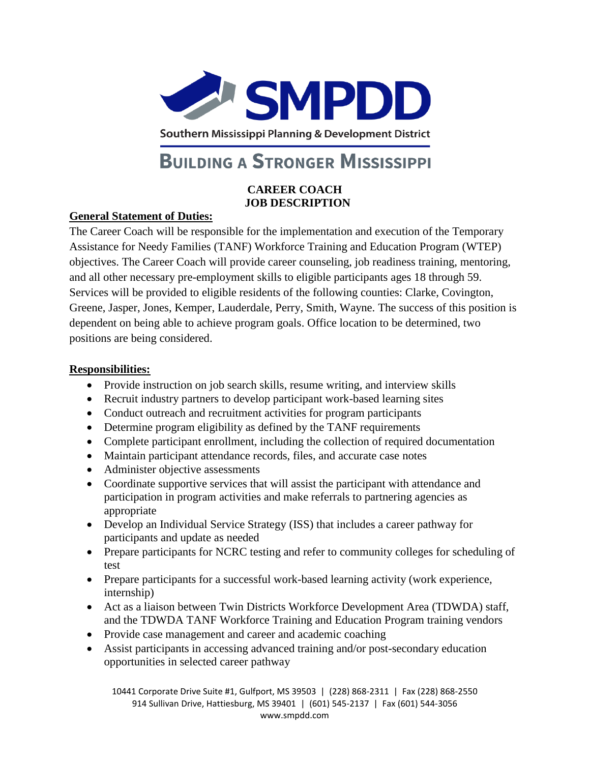# SMPDD

Southern Mississippi Planning & Development District

BUILDING A STRONGER MISSISSIPPI

**CAREER COACH**
**JOB DESCRIPTION**

## General Statement of Duties:

The Career Coach will be responsible for the implementation and execution of the Temporary Assistance for Needy Families (TANF) Workforce Training and Education Program (WTEP) objectives. The Career Coach will provide career counseling, job readiness training, mentoring, and all other necessary pre-employment skills to eligible participants ages 18 through 59. Services will be provided to eligible residents of the following counties: Clarke, Covington, Greene, Jasper, Jones, Kemper, Lauderdale, Perry, Smith, Wayne. The success of this position is dependent on being able to achieve program goals. Office location to be determined, two positions are being considered.

## Responsibilities:

- Provide instruction on job search skills, resume writing, and interview skills
- Recruit industry partners to develop participant work-based learning sites
- Conduct outreach and recruitment activities for program participants
- Determine program eligibility as defined by the TANF requirements
- Complete participant enrollment, including the collection of required documentation
- Maintain participant attendance records, files, and accurate case notes
- Administer objective assessments
- Coordinate supportive services that will assist the participant with attendance and participation in program activities and make referrals to partnering agencies as appropriate
- Develop an Individual Service Strategy (ISS) that includes a career pathway for participants and update as needed
- Prepare participants for NCRC testing and refer to community colleges for scheduling of test
- Prepare participants for a successful work-based learning activity (work experience, internship)
- Act as a liaison between Twin Districts Workforce Development Area (TDWDA) staff, and the TDWDA TANF Workforce Training and Education Program training vendors
- Provide case management and career and academic coaching
- Assist participants in accessing advanced training and/or post-secondary education opportunities in selected career pathway

10441 Corporate Drive Suite #1, Gulfport, MS 39503 | (228) 868-2311 | Fax (228) 868-2550
914 Sullivan Drive, Hattiesburg, MS 39401 | (601) 545-2137 | Fax (601) 544-3056
www.smpdd.com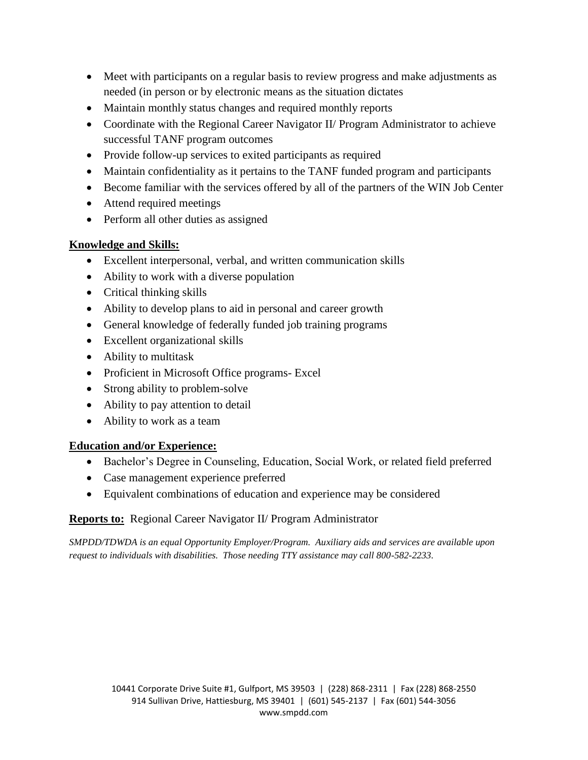- Meet with participants on a regular basis to review progress and make adjustments as needed (in person or by electronic means as the situation dictates
- Maintain monthly status changes and required monthly reports
- Coordinate with the Regional Career Navigator II/ Program Administrator to achieve successful TANF program outcomes
- Provide follow-up services to exited participants as required
- Maintain confidentiality as it pertains to the TANF funded program and participants
- Become familiar with the services offered by all of the partners of the WIN Job Center
- Attend required meetings
- Perform all other duties as assigned

**Knowledge and Skills:**

- Excellent interpersonal, verbal, and written communication skills
- Ability to work with a diverse population
- Critical thinking skills
- Ability to develop plans to aid in personal and career growth
- General knowledge of federally funded job training programs
- Excellent organizational skills
- Ability to multitask
- Proficient in Microsoft Office programs- Excel
- Strong ability to problem-solve
- Ability to pay attention to detail
- Ability to work as a team

**Education and/or Experience:**

- Bachelor's Degree in Counseling, Education, Social Work, or related field preferred
- Case management experience preferred
- Equivalent combinations of education and experience may be considered

**Reports to:** Regional Career Navigator II/ Program Administrator

*SMPDD/TDWDA is an equal Opportunity Employer/Program. Auxiliary aids and services are available upon request to individuals with disabilities. Those needing TTY assistance may call 800-582-2233.*

10441 Corporate Drive Suite #1, Gulfport, MS 39503 | (228) 868-2311 | Fax (228) 868-2550
914 Sullivan Drive, Hattiesburg, MS 39401 | (601) 545-2137 | Fax (601) 544-3056
www.smpdd.com